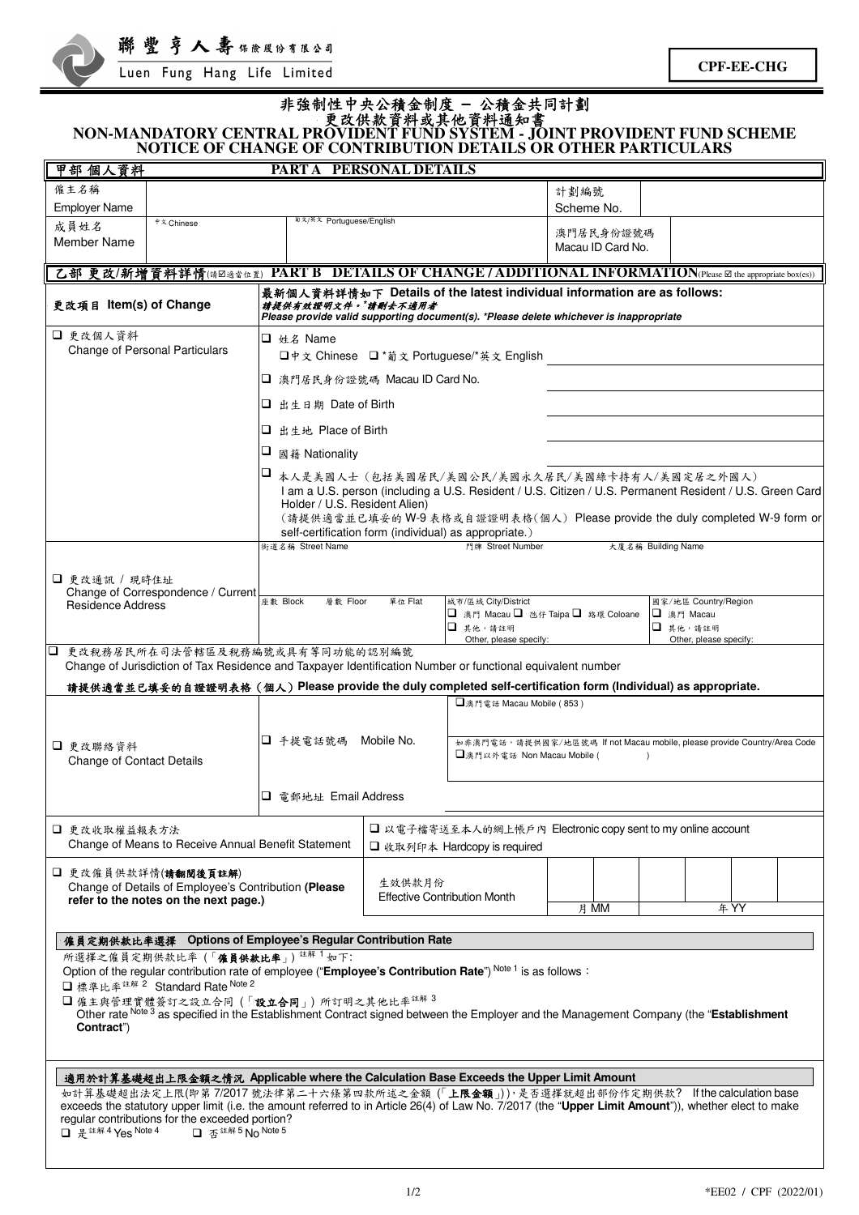聯豐亨人壽保險股份有限公司
Luen Fung Hang Life Limited

**CPF-EE-CHG**

# 非強制性中央公積金制度 – 公積金共同計劃
# 更改供款資料或其他資料通知書
# NON-MANDATORY CENTRAL PROVIDENT FUND SYSTEM - JOINT PROVIDENT FUND SCHEME
# NOTICE OF CHANGE OF CONTRIBUTION DETAILS OR OTHER PARTICULARS

## 甲部 個人資料 PART A PERSONAL DETAILS

| | | | | |
|---|---|---|---|---|
| 僱主名稱 Employer Name | | | 計劃編號 Scheme No. | |
| 成員姓名 Member Name | 中文 Chinese | 葡文/英文 Portuguese/English | 澳門居民身份證號碼 Macau ID Card No. | |

## 乙部 更改/新增資料詳情(請☑適當位置) PART B DETAILS OF CHANGE / ADDITIONAL INFORMATION(Please ☑ the appropriate box(es))

| 更改項目 Item(s) of Change | 最新個人資料詳情如下 Details of the latest individual information are as follows: *請提供有效證明文件。\*請刪去不適用者* *Please provide valid supporting document(s). \*Please delete whichever is inappropriate* | |
|---|---|---|
| ❑ 更改個人資料 Change of Personal Particulars | ❑ 姓名 Name<br>❑ 中文 Chinese ❑ \*葡文 Portuguese/\*英文 English | |
| | ❑ 澳門居民身份證號碼 Macau ID Card No. | |
| | ❑ 出生日期 Date of Birth | |
| | ❑ 出生地 Place of Birth | |
| | ❑ 國籍 Nationality | |
| | ❑ 本人是美國人士（包括美國居民/美國公民/美國永久居民/美國綠卡持有人/美國定居之外國人） I am a U.S. person (including a U.S. Resident / U.S. Citizen / U.S. Permanent Resident / U.S. Green Card Holder / U.S. Resident Alien)<br>（請提供適當並已填妥的 W-9 表格或自證證明表格(個人) Please provide the duly completed W-9 form or self-certification form (individual) as appropriate.） | |
| ❑ 更改通訊 / 現時住址 Change of Correspondence / Current Residence Address | 街道名稱 Street Name / 門牌 Street Number / 大廈名稱 Building Name<br>座數 Block / 層數 Floor / 單位 Flat / 城市/區域 City/District ❑ 澳門 Macau ❑ 氹仔 Taipa ❑ 路環 Coloane ❑ 其他，請註明 Other, please specify: / 國家/地區 Country/Region ❑ 澳門 Macau ❑ 其他，請註明 Other, please specify: | |
| ❑ 更改稅務居民所在司法管轄區及稅務編號或具有等同功能的認別編號 Change of Jurisdiction of Tax Residence and Taxpayer Identification Number or functional equivalent number<br>**請提供適當並已填妥的自證證明表格（個人）Please provide the duly completed self-certification form (Individual) as appropriate.** | | |
| ❑ 更改聯絡資料 Change of Contact Details | ❑ 手提電話號碼 Mobile No. | ❑ 澳門電話 Macau Mobile ( 853 )<br>如非澳門電話，請提供國家/地區號碼 If not Macau mobile, please provide Country/Area Code<br>❑ 澳門以外電話 Non Macau Mobile (      ) |
| | ❑ 電郵地址 Email Address | |
| ❑ 更改收取權益報表方法 Change of Means to Receive Annual Benefit Statement | ❑ 以電子檔寄送至本人的網上帳戶內 Electronic copy sent to my online account<br>❑ 收取列印本 Hardcopy is required | |
| ❑ 更改僱員供款詳情(**請翻閱後頁註解**) Change of Details of Employee's Contribution **(Please refer to the notes on the next page.)** | 生效供款月份 Effective Contribution Month | 月 MM / 年 YY |

### 僱員定期供款比率選擇 Options of Employee's Regular Contribution Rate

所選擇之僱員定期供款比率（「**僱員供款比率**」）註解[1] 如下:
Option of the regular contribution rate of employee ("**Employee's Contribution Rate**") Note [1] is as follows：

❑ 標準比率註解[2] Standard Rate Note [2]

❑ 僱主與管理實體簽訂之設立合同（「**設立合同**」）所訂明之其他比率註解[3]
Other rate Note [3] as specified in the Establishment Contract signed between the Employer and the Management Company (the "**Establishment Contract**")

### 適用於計算基礎超出上限金額之情況 Applicable where the Calculation Base Exceeds the Upper Limit Amount

如計算基礎超出法定上限(即第 7/2017 號法律第二十六條第四款所述之金額 (「**上限金額**」))，是否選擇就超出部份作定期供款? If the calculation base exceeds the statutory upper limit (i.e. the amount referred to in Article 26(4) of Law No. 7/2017 (the "**Upper Limit Amount**")), whether elect to make regular contributions for the exceeded portion?

❑ 是註解[4] Yes Note [4]    ❑ 否註解[5] No Note [5]

\*EE02 / CPF (2022/01)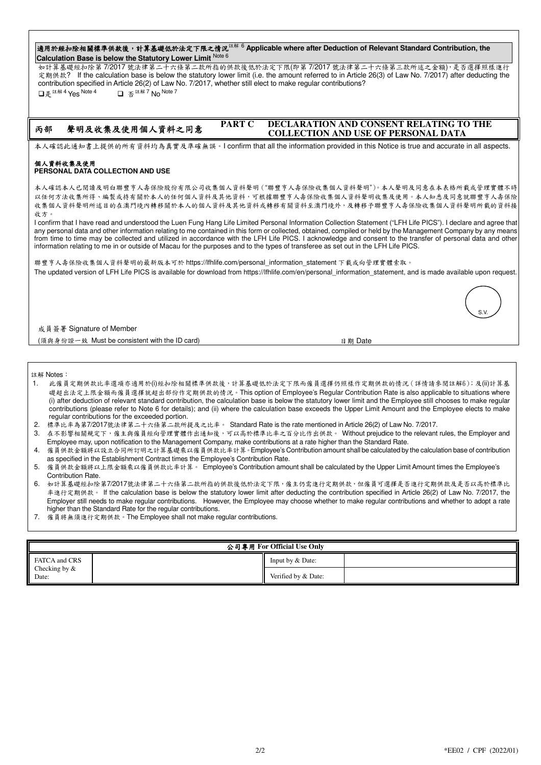**適用於經扣除相關標準供款後，計算基礎低於法定下限之情況**[註解 6] **Applicable where after Deduction of Relevant Standard Contribution, the Calculation Base is below the Statutory Lower Limit**[Note 6]

如計算基礎經扣除第 7/2017 號法律第二十六條第二款所指的供款後低於法定下限(即第 7/2017 號法律第二十六條第三款所述之金額)，是否選擇照樣進行定期供款? If the calculation base is below the statutory lower limit (i.e. the amount referred to in Article 26(3) of Law No. 7/2017) after deducting the contribution specified in Article 26(2) of Law No. 7/2017, whether still elect to make regular contributions?

❑是[註解 4] Yes [Note 4]    ❑ 否[註解 7] No [Note 7]

## 丙部 聲明及收集及使用個人資料之同意 PART C DECLARATION AND CONSENT RELATING TO THE COLLECTION AND USE OF PERSONAL DATA

本人確認此通知書上提供的所有資料均為真實及準確無誤。I confirm that all the information provided in this Notice is true and accurate in all aspects.

**個人資料收集及使用**
**PERSONAL DATA COLLECTION AND USE**

本人確認本人已閱讀及明白聯豐亨人壽保險股份有限公司收集個人資料聲明("聯豐亨人壽保險收集個人資料聲明")。本人聲明及同意在本表格所載或管理實體不時以任何方法收集所得、編製或持有關於本人的任何個人資料及其他資料，可根據聯豐亨人壽保險收集個人資料聲明收集及使用。本人知悉及同意就聯豐亨人壽保險收集個人資料聲明所述目的在澳門境內轉移關於本人的個人資料及其他資料或轉移有關資料至澳門境外，及轉移予聯豐亨人壽保險收集個人資料聲明所載的資料接收方。

I confirm that I have read and understood the Luen Fung Hang Life Limited Personal Information Collection Statement ("LFH Life PICS"). I declare and agree that any personal data and other information relating to me contained in this form or collected, obtained, compiled or held by the Management Company by any means from time to time may be collected and utilized in accordance with the LFH Life PICS. I acknowledge and consent to the transfer of personal data and other information relating to me in or outside of Macau for the purposes and to the types of transferee as set out in the LFH Life PICS.

聯豐亨人壽保險收集個人資料聲明的最新版本可於 https://lfhlife.com/personal_information_statement 下載或向管理實體索取。

The updated version of LFH Life PICS is available for download from https://lfhlife.com/en/personal_information_statement, and is made available upon request.

S.V.

成員簽署 Signature of Member

(須與身份證一致 Must be consistent with the ID card)

日期 Date

註解 Notes：

1. 此僱員定期供款比率選項亦適用於(i)經扣除相關標準供款後，計算基礎低於法定下限而僱員選擇仍照樣作定期供款的情況(詳情請參閱註解6)；及(ii)計算基礎超出法定上限金額而僱員選擇就超出部份作定期供款的情況。This option of Employee's Regular Contribution Rate is also applicable to situations where (i) after deduction of relevant standard contribution, the calculation base is below the statutory lower limit and the Employee still chooses to make regular contributions (please refer to Note 6 for details); and (ii) where the calculation base exceeds the Upper Limit Amount and the Employee elects to make regular contributions for the exceeded portion.
2. 標準比率為第7/2017號法律第二十六條第二款所提及之比率。 Standard Rate is the rate mentioned in Article 26(2) of Law No. 7/2017.
3. 在不影響相關規定下，僱主與僱員經向管理實體作出通知後，可以高於標準比率之百分比作出供款。 Without prejudice to the relevant rules, the Employer and Employee may, upon notification to the Management Company, make contributions at a rate higher than the Standard Rate.
4. 僱員供款金額將以設立合同所訂明之計算基礎乘以僱員供款比率計算。Employee's Contribution amount shall be calculated by the calculation base of contribution as specified in the Establishment Contract times the Employee's Contribution Rate.
5. 僱員供款金額將以上限金額乘以僱員供款比率計算。 Employee's Contribution amount shall be calculated by the Upper Limit Amount times the Employee's Contribution Rate.
6. 如計算基礎經扣除第7/2017號法律第二十六條第二款所指的供款後低於法定下限，僱主仍需進行定期供款，但僱員可選擇是否進行定期供款及是否以高於標準比率進行定期供款。 If the calculation base is below the statutory lower limit after deducting the contribution specified in Article 26(2) of Law No. 7/2017, the Employer still needs to make regular contributions. However, the Employee may choose whether to make regular contributions and whether to adopt a rate higher than the Standard Rate for the regular contributions.
7. 僱員將無須進行定期供款。The Employee shall not make regular contributions.

| 公司專用 For Official Use Only | | | |
|---|---|---|---|
| FATCA and CRS Checking by & Date: | | Input by & Date: | |
| | | Verified by & Date: | |

*EE02 / CPF (2022/01)